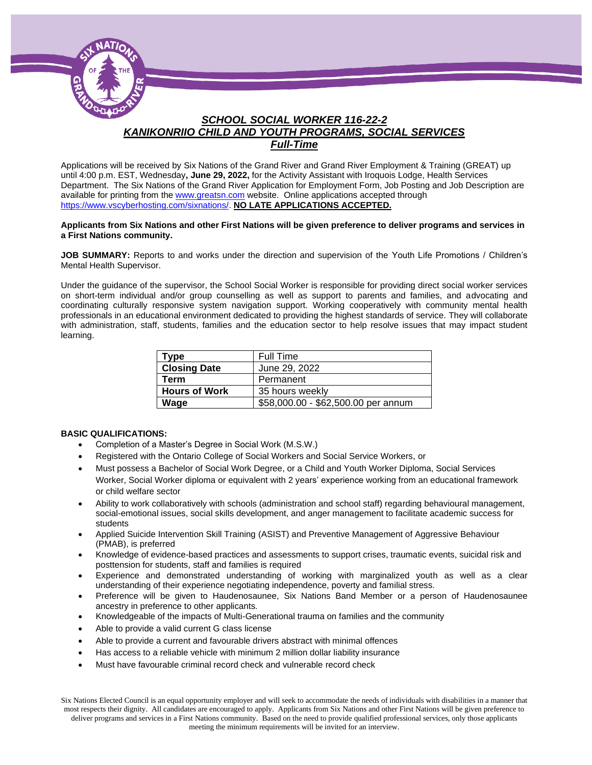## *SCHOOL SOCIAL WORKER 116-22-2*
## *KANIKONRIIO CHILD AND YOUTH PROGRAMS, SOCIAL SERVICES*
### *Full-Time*

Applications will be received by Six Nations of the Grand River and Grand River Employment & Training (GREAT) up until 4:00 p.m. EST, Wednesday**, June 29, 2022,** for the Activity Assistant with Iroquois Lodge, Health Services Department. The Six Nations of the Grand River Application for Employment Form, Job Posting and Job Description are available for printing from the www.greatsn.com website. Online applications accepted through https://www.vscyberhosting.com/sixnations/. **NO LATE APPLICATIONS ACCEPTED.**

**Applicants from Six Nations and other First Nations will be given preference to deliver programs and services in a First Nations community.**

**JOB SUMMARY:** Reports to and works under the direction and supervision of the Youth Life Promotions / Children's Mental Health Supervisor.

Under the guidance of the supervisor, the School Social Worker is responsible for providing direct social worker services on short-term individual and/or group counselling as well as support to parents and families, and advocating and coordinating culturally responsive system navigation support. Working cooperatively with community mental health professionals in an educational environment dedicated to providing the highest standards of service. They will collaborate with administration, staff, students, families and the education sector to help resolve issues that may impact student learning.

| **Type** | Full Time |
|---|---|
| **Closing Date** | June 29, 2022 |
| **Term** | Permanent |
| **Hours of Work** | 35 hours weekly |
| **Wage** | $58,000.00 - $62,500.00 per annum |

**BASIC QUALIFICATIONS:**

- Completion of a Master's Degree in Social Work (M.S.W.)
- Registered with the Ontario College of Social Workers and Social Service Workers, or
- Must possess a Bachelor of Social Work Degree, or a Child and Youth Worker Diploma, Social Services Worker, Social Worker diploma or equivalent with 2 years' experience working from an educational framework or child welfare sector
- Ability to work collaboratively with schools (administration and school staff) regarding behavioural management, social-emotional issues, social skills development, and anger management to facilitate academic success for students
- Applied Suicide Intervention Skill Training (ASIST) and Preventive Management of Aggressive Behaviour (PMAB), is preferred
- Knowledge of evidence-based practices and assessments to support crises, traumatic events, suicidal risk and posttension for students, staff and families is required
- Experience and demonstrated understanding of working with marginalized youth as well as a clear understanding of their experience negotiating independence, poverty and familial stress.
- Preference will be given to Haudenosaunee, Six Nations Band Member or a person of Haudenosaunee ancestry in preference to other applicants.
- Knowledgeable of the impacts of Multi-Generational trauma on families and the community
- Able to provide a valid current G class license
- Able to provide a current and favourable drivers abstract with minimal offences
- Has access to a reliable vehicle with minimum 2 million dollar liability insurance
- Must have favourable criminal record check and vulnerable record check

Six Nations Elected Council is an equal opportunity employer and will seek to accommodate the needs of individuals with disabilities in a manner that most respects their dignity. All candidates are encouraged to apply. Applicants from Six Nations and other First Nations will be given preference to deliver programs and services in a First Nations community. Based on the need to provide qualified professional services, only those applicants meeting the minimum requirements will be invited for an interview.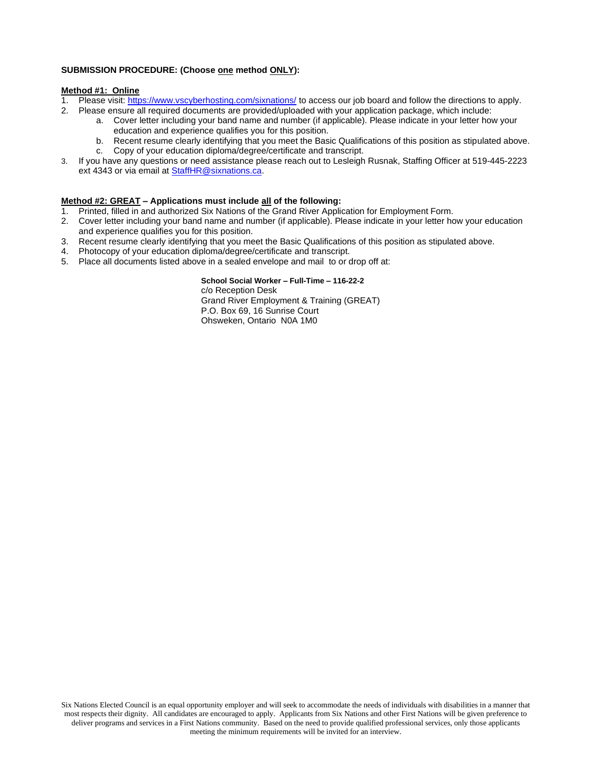**SUBMISSION PROCEDURE: (Choose one method ONLY):**

**Method #1: Online**

1. Please visit: https://www.vscyberhosting.com/sixnations/ to access our job board and follow the directions to apply.
2. Please ensure all required documents are provided/uploaded with your application package, which include:
   a. Cover letter including your band name and number (if applicable). Please indicate in your letter how your education and experience qualifies you for this position.
   b. Recent resume clearly identifying that you meet the Basic Qualifications of this position as stipulated above.
   c. Copy of your education diploma/degree/certificate and transcript.
3. If you have any questions or need assistance please reach out to Lesleigh Rusnak, Staffing Officer at 519-445-2223 ext 4343 or via email at StaffHR@sixnations.ca.

**Method #2: GREAT – Applications must include all of the following:**

1. Printed, filled in and authorized Six Nations of the Grand River Application for Employment Form.
2. Cover letter including your band name and number (if applicable). Please indicate in your letter how your education and experience qualifies you for this position.
3. Recent resume clearly identifying that you meet the Basic Qualifications of this position as stipulated above.
4. Photocopy of your education diploma/degree/certificate and transcript.
5. Place all documents listed above in a sealed envelope and mail to or drop off at:

**School Social Worker – Full-Time – 116-22-2**
c/o Reception Desk
Grand River Employment & Training (GREAT)
P.O. Box 69, 16 Sunrise Court
Ohsweken, Ontario N0A 1M0

Six Nations Elected Council is an equal opportunity employer and will seek to accommodate the needs of individuals with disabilities in a manner that most respects their dignity. All candidates are encouraged to apply. Applicants from Six Nations and other First Nations will be given preference to deliver programs and services in a First Nations community. Based on the need to provide qualified professional services, only those applicants meeting the minimum requirements will be invited for an interview.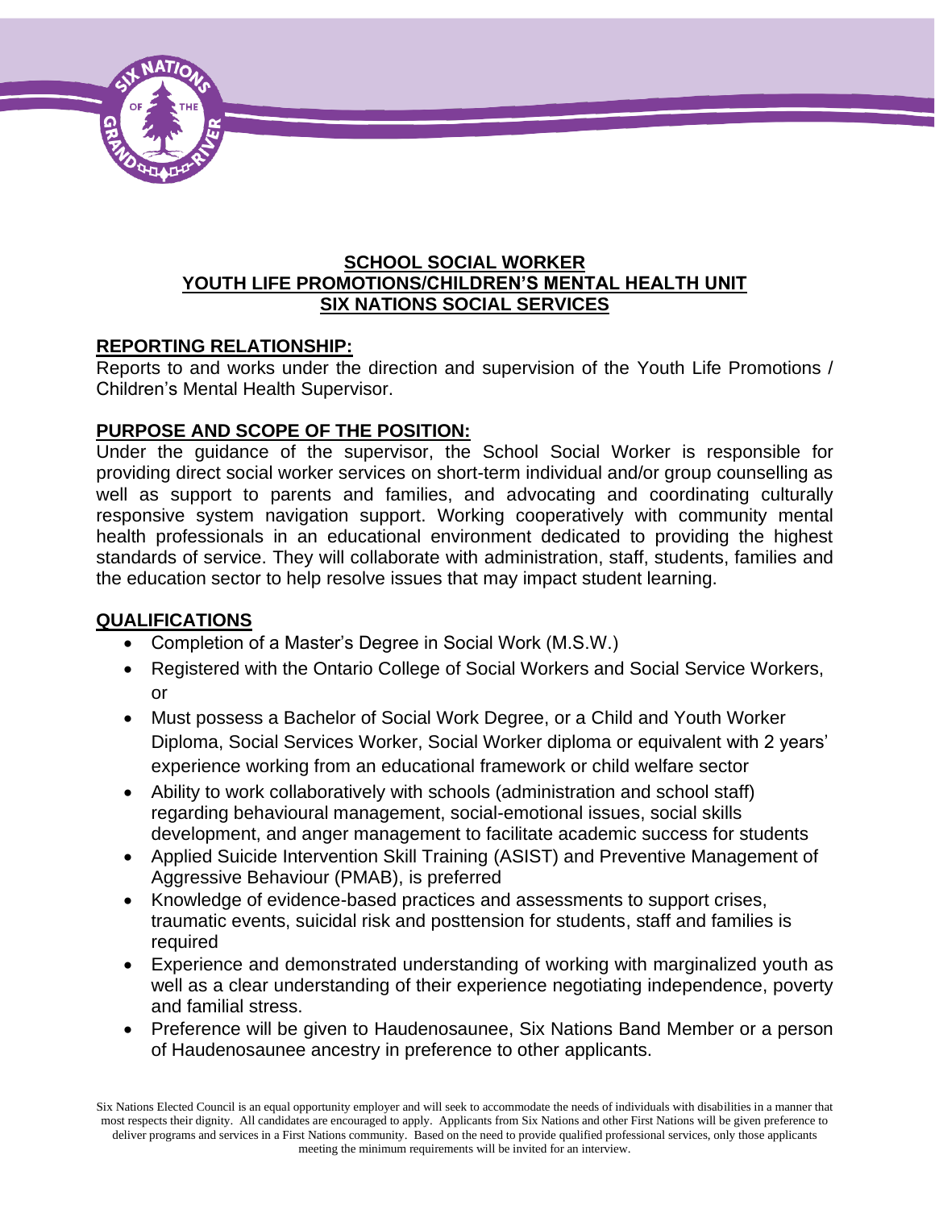**SCHOOL SOCIAL WORKER**
**YOUTH LIFE PROMOTIONS/CHILDREN'S MENTAL HEALTH UNIT**
**SIX NATIONS SOCIAL SERVICES**

## REPORTING RELATIONSHIP:

Reports to and works under the direction and supervision of the Youth Life Promotions / Children's Mental Health Supervisor.

## PURPOSE AND SCOPE OF THE POSITION:

Under the guidance of the supervisor, the School Social Worker is responsible for providing direct social worker services on short-term individual and/or group counselling as well as support to parents and families, and advocating and coordinating culturally responsive system navigation support. Working cooperatively with community mental health professionals in an educational environment dedicated to providing the highest standards of service. They will collaborate with administration, staff, students, families and the education sector to help resolve issues that may impact student learning.

## QUALIFICATIONS

- Completion of a Master's Degree in Social Work (M.S.W.)
- Registered with the Ontario College of Social Workers and Social Service Workers, or
- Must possess a Bachelor of Social Work Degree, or a Child and Youth Worker Diploma, Social Services Worker, Social Worker diploma or equivalent with 2 years' experience working from an educational framework or child welfare sector
- Ability to work collaboratively with schools (administration and school staff) regarding behavioural management, social-emotional issues, social skills development, and anger management to facilitate academic success for students
- Applied Suicide Intervention Skill Training (ASIST) and Preventive Management of Aggressive Behaviour (PMAB), is preferred
- Knowledge of evidence-based practices and assessments to support crises, traumatic events, suicidal risk and posttension for students, staff and families is required
- Experience and demonstrated understanding of working with marginalized youth as well as a clear understanding of their experience negotiating independence, poverty and familial stress.
- Preference will be given to Haudenosaunee, Six Nations Band Member or a person of Haudenosaunee ancestry in preference to other applicants.

Six Nations Elected Council is an equal opportunity employer and will seek to accommodate the needs of individuals with disabilities in a manner that most respects their dignity. All candidates are encouraged to apply. Applicants from Six Nations and other First Nations will be given preference to deliver programs and services in a First Nations community. Based on the need to provide qualified professional services, only those applicants meeting the minimum requirements will be invited for an interview.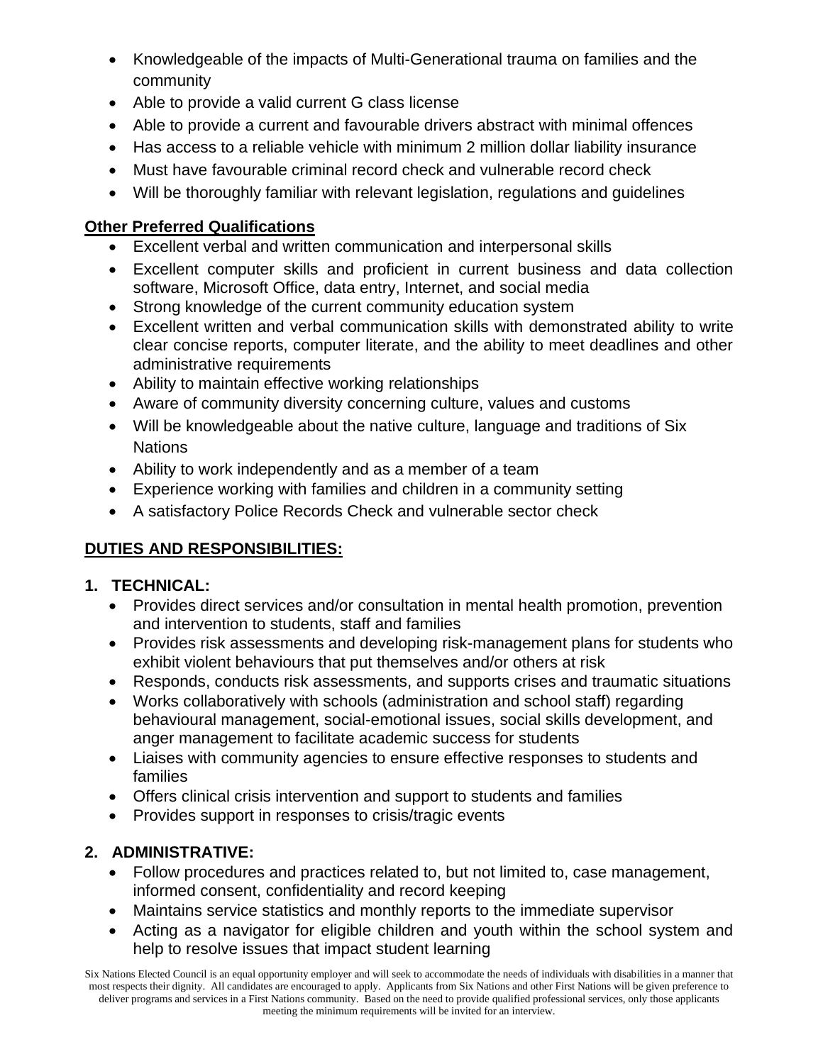- Knowledgeable of the impacts of Multi-Generational trauma on families and the community
- Able to provide a valid current G class license
- Able to provide a current and favourable drivers abstract with minimal offences
- Has access to a reliable vehicle with minimum 2 million dollar liability insurance
- Must have favourable criminal record check and vulnerable record check
- Will be thoroughly familiar with relevant legislation, regulations and guidelines

**Other Preferred Qualifications**

- Excellent verbal and written communication and interpersonal skills
- Excellent computer skills and proficient in current business and data collection software, Microsoft Office, data entry, Internet, and social media
- Strong knowledge of the current community education system
- Excellent written and verbal communication skills with demonstrated ability to write clear concise reports, computer literate, and the ability to meet deadlines and other administrative requirements
- Ability to maintain effective working relationships
- Aware of community diversity concerning culture, values and customs
- Will be knowledgeable about the native culture, language and traditions of Six Nations
- Ability to work independently and as a member of a team
- Experience working with families and children in a community setting
- A satisfactory Police Records Check and vulnerable sector check

## DUTIES AND RESPONSIBILITIES:

### 1. TECHNICAL:

- Provides direct services and/or consultation in mental health promotion, prevention and intervention to students, staff and families
- Provides risk assessments and developing risk-management plans for students who exhibit violent behaviours that put themselves and/or others at risk
- Responds, conducts risk assessments, and supports crises and traumatic situations
- Works collaboratively with schools (administration and school staff) regarding behavioural management, social-emotional issues, social skills development, and anger management to facilitate academic success for students
- Liaises with community agencies to ensure effective responses to students and families
- Offers clinical crisis intervention and support to students and families
- Provides support in responses to crisis/tragic events

### 2. ADMINISTRATIVE:

- Follow procedures and practices related to, but not limited to, case management, informed consent, confidentiality and record keeping
- Maintains service statistics and monthly reports to the immediate supervisor
- Acting as a navigator for eligible children and youth within the school system and help to resolve issues that impact student learning

Six Nations Elected Council is an equal opportunity employer and will seek to accommodate the needs of individuals with disabilities in a manner that most respects their dignity. All candidates are encouraged to apply. Applicants from Six Nations and other First Nations will be given preference to deliver programs and services in a First Nations community. Based on the need to provide qualified professional services, only those applicants meeting the minimum requirements will be invited for an interview.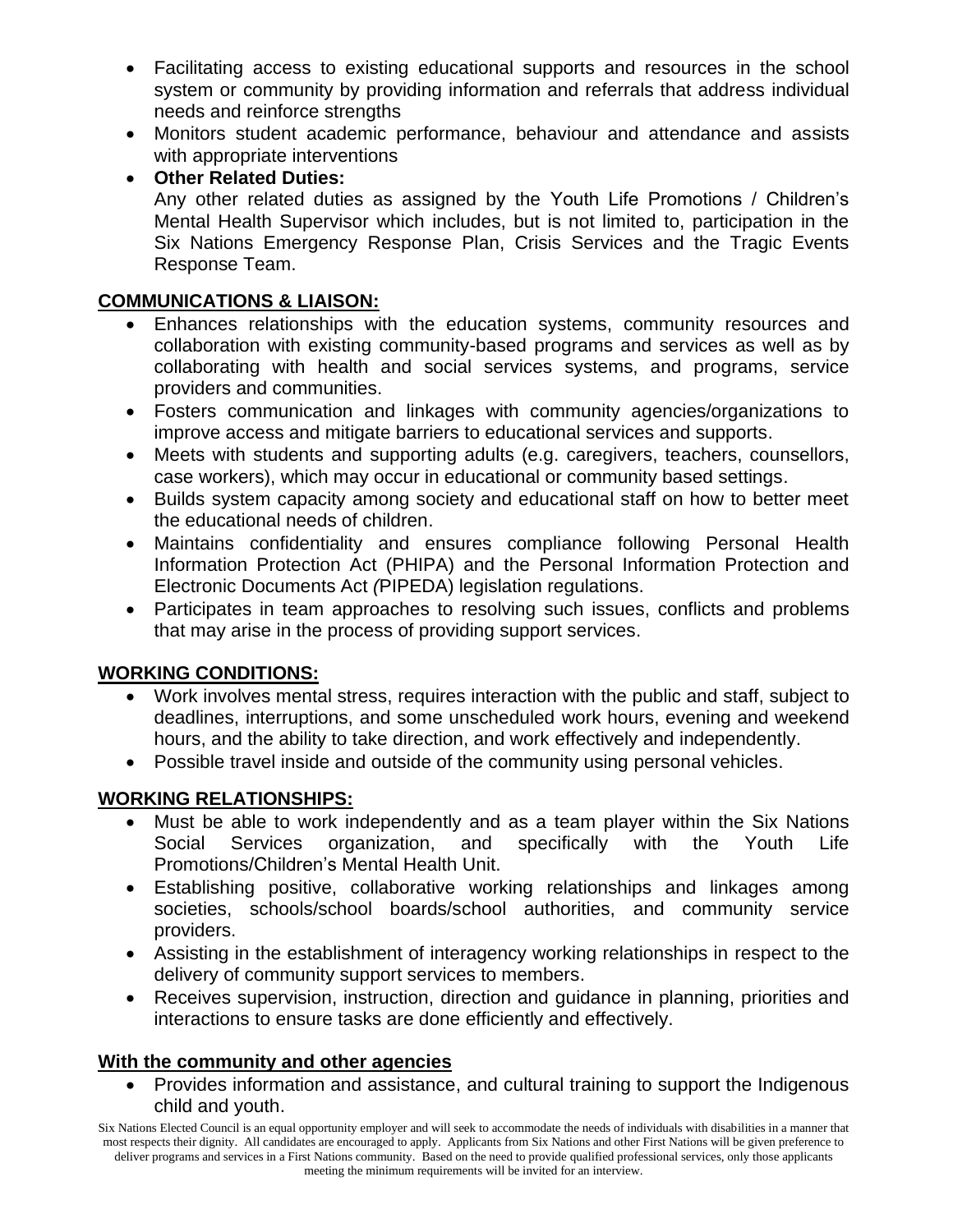- Facilitating access to existing educational supports and resources in the school system or community by providing information and referrals that address individual needs and reinforce strengths
- Monitors student academic performance, behaviour and attendance and assists with appropriate interventions
- **Other Related Duties:**
  Any other related duties as assigned by the Youth Life Promotions / Children's Mental Health Supervisor which includes, but is not limited to, participation in the Six Nations Emergency Response Plan, Crisis Services and the Tragic Events Response Team.

## COMMUNICATIONS & LIAISON:

- Enhances relationships with the education systems, community resources and collaboration with existing community-based programs and services as well as by collaborating with health and social services systems, and programs, service providers and communities.
- Fosters communication and linkages with community agencies/organizations to improve access and mitigate barriers to educational services and supports.
- Meets with students and supporting adults (e.g. caregivers, teachers, counsellors, case workers), which may occur in educational or community based settings.
- Builds system capacity among society and educational staff on how to better meet the educational needs of children.
- Maintains confidentiality and ensures compliance following Personal Health Information Protection Act (PHIPA) and the Personal Information Protection and Electronic Documents Act *(*PIPEDA) legislation regulations.
- Participates in team approaches to resolving such issues, conflicts and problems that may arise in the process of providing support services.

## WORKING CONDITIONS:

- Work involves mental stress, requires interaction with the public and staff, subject to deadlines, interruptions, and some unscheduled work hours, evening and weekend hours, and the ability to take direction, and work effectively and independently.
- Possible travel inside and outside of the community using personal vehicles.

## WORKING RELATIONSHIPS:

- Must be able to work independently and as a team player within the Six Nations Social Services organization, and specifically with the Youth Life Promotions/Children's Mental Health Unit.
- Establishing positive, collaborative working relationships and linkages among societies, schools/school boards/school authorities, and community service providers.
- Assisting in the establishment of interagency working relationships in respect to the delivery of community support services to members.
- Receives supervision, instruction, direction and guidance in planning, priorities and interactions to ensure tasks are done efficiently and effectively.

## With the community and other agencies

- Provides information and assistance, and cultural training to support the Indigenous child and youth.

Six Nations Elected Council is an equal opportunity employer and will seek to accommodate the needs of individuals with disabilities in a manner that most respects their dignity. All candidates are encouraged to apply. Applicants from Six Nations and other First Nations will be given preference to deliver programs and services in a First Nations community. Based on the need to provide qualified professional services, only those applicants meeting the minimum requirements will be invited for an interview.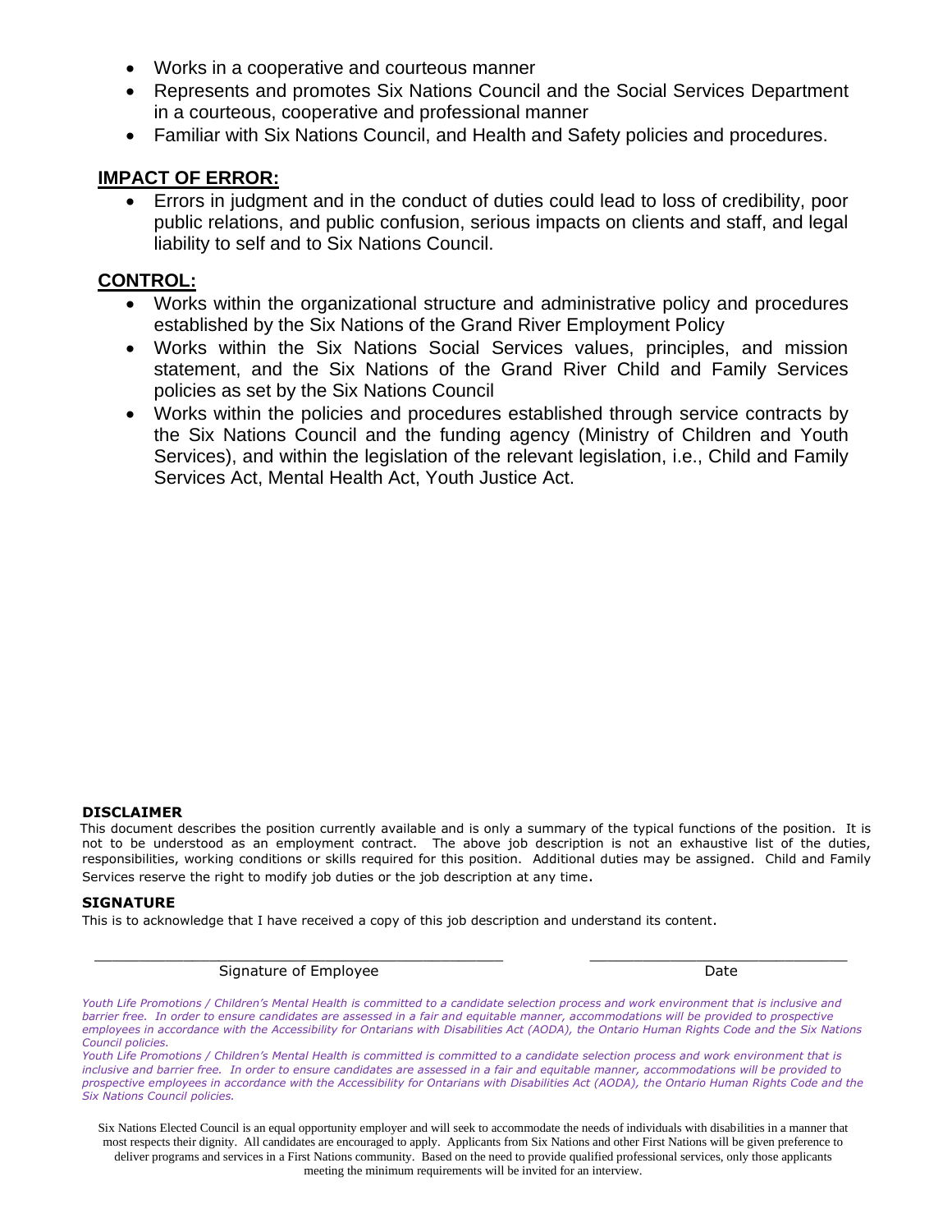- Works in a cooperative and courteous manner
- Represents and promotes Six Nations Council and the Social Services Department in a courteous, cooperative and professional manner
- Familiar with Six Nations Council, and Health and Safety policies and procedures.

## IMPACT OF ERROR:

- Errors in judgment and in the conduct of duties could lead to loss of credibility, poor public relations, and public confusion, serious impacts on clients and staff, and legal liability to self and to Six Nations Council.

## CONTROL:

- Works within the organizational structure and administrative policy and procedures established by the Six Nations of the Grand River Employment Policy
- Works within the Six Nations Social Services values, principles, and mission statement, and the Six Nations of the Grand River Child and Family Services policies as set by the Six Nations Council
- Works within the policies and procedures established through service contracts by the Six Nations Council and the funding agency (Ministry of Children and Youth Services), and within the legislation of the relevant legislation, i.e., Child and Family Services Act, Mental Health Act, Youth Justice Act.

**DISCLAIMER**

This document describes the position currently available and is only a summary of the typical functions of the position. It is not to be understood as an employment contract. The above job description is not an exhaustive list of the duties, responsibilities, working conditions or skills required for this position. Additional duties may be assigned. Child and Family Services reserve the right to modify job duties or the job description at any time.

**SIGNATURE**

This is to acknowledge that I have received a copy of this job description and understand its content.

\_\_\_\_\_\_\_\_\_\_\_\_\_\_\_\_\_\_\_\_\_\_\_\_\_\_\_\_\_\_\_\_\_\_\_\_\_\_\_\_ Signature of Employee

\_\_\_\_\_\_\_\_\_\_\_\_\_\_\_\_\_\_\_\_\_\_\_\_\_\_ Date

*Youth Life Promotions / Children's Mental Health is committed to a candidate selection process and work environment that is inclusive and barrier free. In order to ensure candidates are assessed in a fair and equitable manner, accommodations will be provided to prospective employees in accordance with the Accessibility for Ontarians with Disabilities Act (AODA), the Ontario Human Rights Code and the Six Nations Council policies.*

*Youth Life Promotions / Children's Mental Health is committed is committed to a candidate selection process and work environment that is inclusive and barrier free. In order to ensure candidates are assessed in a fair and equitable manner, accommodations will be provided to prospective employees in accordance with the Accessibility for Ontarians with Disabilities Act (AODA), the Ontario Human Rights Code and the Six Nations Council policies.*

Six Nations Elected Council is an equal opportunity employer and will seek to accommodate the needs of individuals with disabilities in a manner that most respects their dignity. All candidates are encouraged to apply. Applicants from Six Nations and other First Nations will be given preference to deliver programs and services in a First Nations community. Based on the need to provide qualified professional services, only those applicants meeting the minimum requirements will be invited for an interview.